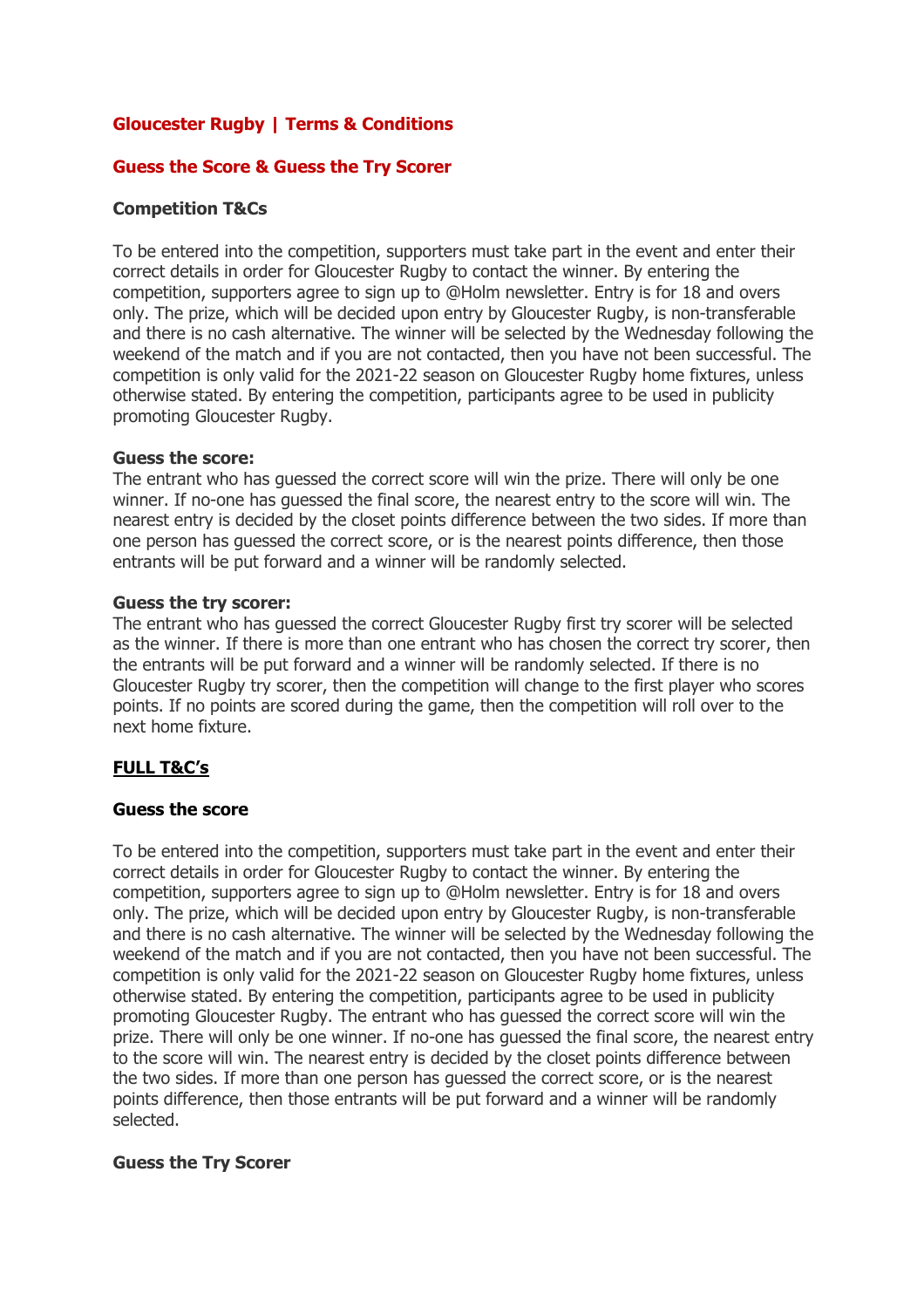## Gloucester Rugby | Terms & Conditions

## Guess the Score & Guess the Try Scorer

### Competition T&Cs

To be entered into the competition, supporters must take part in the event and enter their correct details in order for Gloucester Rugby to contact the winner. By entering the competition, supporters agree to sign up to @Holm newsletter. Entry is for 18 and overs only. The prize, which will be decided upon entry by Gloucester Rugby, is non-transferable and there is no cash alternative. The winner will be selected by the Wednesday following the weekend of the match and if you are not contacted, then you have not been successful. The competition is only valid for the 2021-22 season on Gloucester Rugby home fixtures, unless otherwise stated. By entering the competition, participants agree to be used in publicity promoting Gloucester Rugby.

**Guess the score:**
The entrant who has guessed the correct score will win the prize. There will only be one winner. If no-one has guessed the final score, the nearest entry to the score will win. The nearest entry is decided by the closet points difference between the two sides. If more than one person has guessed the correct score, or is the nearest points difference, then those entrants will be put forward and a winner will be randomly selected.

**Guess the try scorer:**
The entrant who has guessed the correct Gloucester Rugby first try scorer will be selected as the winner. If there is more than one entrant who has chosen the correct try scorer, then the entrants will be put forward and a winner will be randomly selected. If there is no Gloucester Rugby try scorer, then the competition will change to the first player who scores points. If no points are scored during the game, then the competition will roll over to the next home fixture.

### <u>FULL T&C's</u>

### Guess the score

To be entered into the competition, supporters must take part in the event and enter their correct details in order for Gloucester Rugby to contact the winner. By entering the competition, supporters agree to sign up to @Holm newsletter. Entry is for 18 and overs only. The prize, which will be decided upon entry by Gloucester Rugby, is non-transferable and there is no cash alternative. The winner will be selected by the Wednesday following the weekend of the match and if you are not contacted, then you have not been successful. The competition is only valid for the 2021-22 season on Gloucester Rugby home fixtures, unless otherwise stated. By entering the competition, participants agree to be used in publicity promoting Gloucester Rugby. The entrant who has guessed the correct score will win the prize. There will only be one winner. If no-one has guessed the final score, the nearest entry to the score will win. The nearest entry is decided by the closet points difference between the two sides. If more than one person has guessed the correct score, or is the nearest points difference, then those entrants will be put forward and a winner will be randomly selected.

### Guess the Try Scorer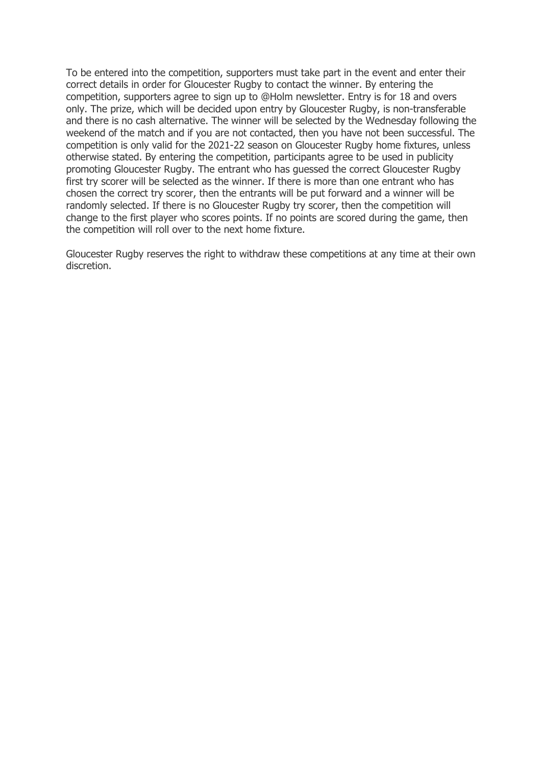To be entered into the competition, supporters must take part in the event and enter their correct details in order for Gloucester Rugby to contact the winner. By entering the competition, supporters agree to sign up to @Holm newsletter. Entry is for 18 and overs only. The prize, which will be decided upon entry by Gloucester Rugby, is non-transferable and there is no cash alternative. The winner will be selected by the Wednesday following the weekend of the match and if you are not contacted, then you have not been successful. The competition is only valid for the 2021-22 season on Gloucester Rugby home fixtures, unless otherwise stated. By entering the competition, participants agree to be used in publicity promoting Gloucester Rugby. The entrant who has guessed the correct Gloucester Rugby first try scorer will be selected as the winner. If there is more than one entrant who has chosen the correct try scorer, then the entrants will be put forward and a winner will be randomly selected. If there is no Gloucester Rugby try scorer, then the competition will change to the first player who scores points. If no points are scored during the game, then the competition will roll over to the next home fixture.

Gloucester Rugby reserves the right to withdraw these competitions at any time at their own discretion.